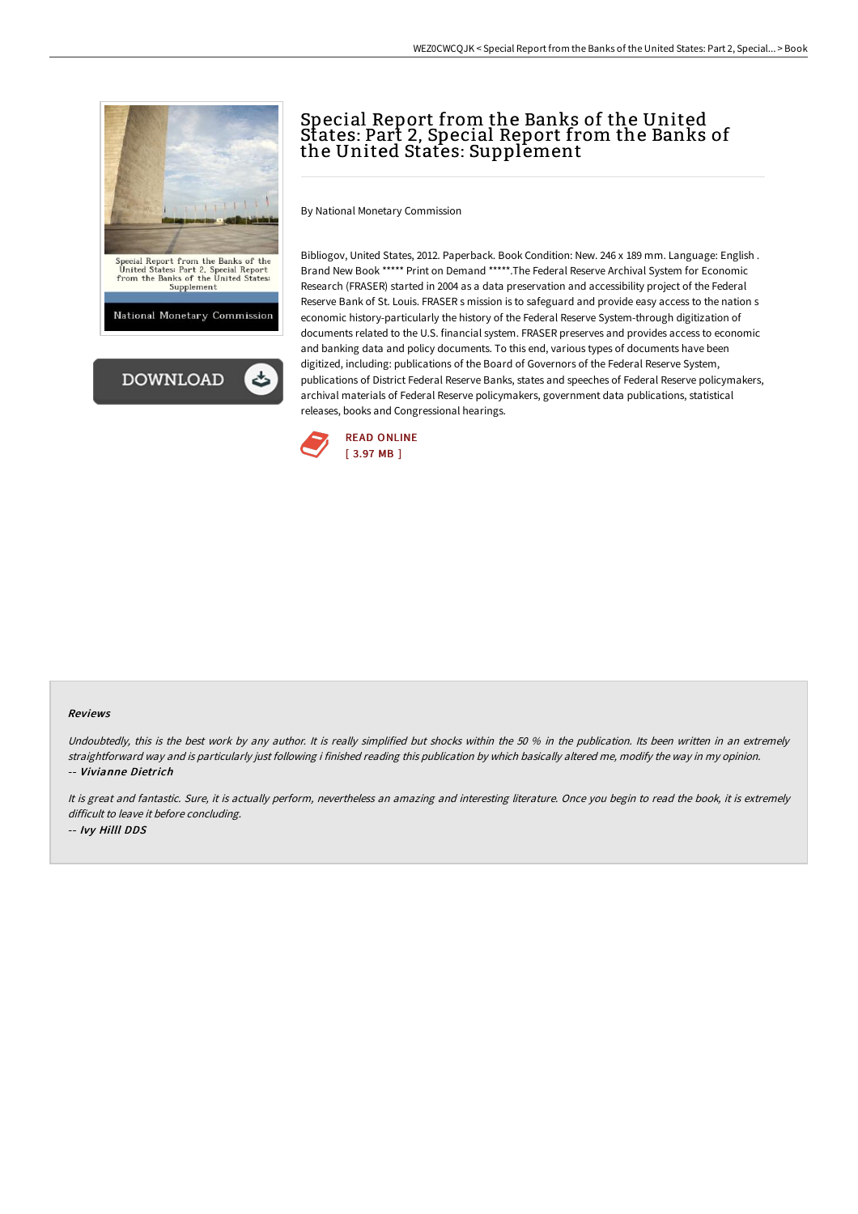# Special Report from the Banks of the United States: Part 2, Special Report from the Banks of the United States: Supplement

By National Monetary Commission

Bibliogov, United States, 2012. Paperback. Book Condition: New. 246 x 189 mm. Language: English . Brand New Book ***** Print on Demand *****.The Federal Reserve Archival System for Economic Research (FRASER) started in 2004 as a data preservation and accessibility project of the Federal Reserve Bank of St. Louis. FRASER s mission is to safeguard and provide easy access to the nation s economic history-particularly the history of the Federal Reserve System-through digitization of documents related to the U.S. financial system. FRASER preserves and provides access to economic and banking data and policy documents. To this end, various types of documents have been digitized, including: publications of the Board of Governors of the Federal Reserve System, publications of District Federal Reserve Banks, states and speeches of Federal Reserve policymakers, archival materials of Federal Reserve policymakers, government data publications, statistical releases, books and Congressional hearings.

READ ONLINE
[ 3.97 MB ]

### Reviews

*Undoubtedly, this is the best work by any author. It is really simplified but shocks within the 50 % in the publication. Its been written in an extremely straightforward way and is particularly just following i finished reading this publication by which basically altered me, modify the way in my opinion.*
-- ***Vivianne Dietrich***

*It is great and fantastic. Sure, it is actually perform, nevertheless an amazing and interesting literature. Once you begin to read the book, it is extremely difficult to leave it before concluding.*
-- ***Ivy Hilll DDS***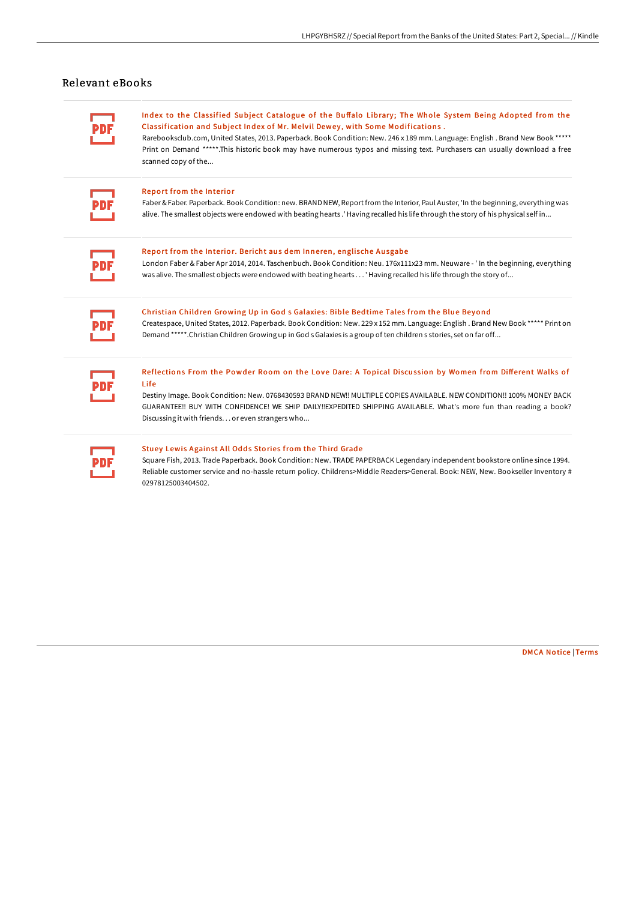## Relevant eBooks

### Index to the Classified Subject Catalogue of the Buffalo Library; The Whole System Being Adopted from the Classification and Subject Index of Mr. Melvil Dewey, with Some Modifications .

Rarebooksclub.com, United States, 2013. Paperback. Book Condition: New. 246 x 189 mm. Language: English . Brand New Book ***** Print on Demand *****.This historic book may have numerous typos and missing text. Purchasers can usually download a free scanned copy of the...

### Report from the Interior

Faber & Faber. Paperback. Book Condition: new. BRAND NEW, Report from the Interior, Paul Auster, 'In the beginning, everything was alive. The smallest objects were endowed with beating hearts .' Having recalled his life through the story of his physical self in...

### Report from the Interior. Bericht aus dem Inneren, englische Ausgabe

London Faber & Faber Apr 2014, 2014. Taschenbuch. Book Condition: Neu. 176x111x23 mm. Neuware - ' In the beginning, everything was alive. The smallest objects were endowed with beating hearts . . . ' Having recalled his life through the story of...

### Christian Children Growing Up in God s Galaxies: Bible Bedtime Tales from the Blue Beyond

Createspace, United States, 2012. Paperback. Book Condition: New. 229 x 152 mm. Language: English . Brand New Book ***** Print on Demand *****.Christian Children Growing up in God s Galaxies is a group of ten children s stories, set on far off...

### Reflections From the Powder Room on the Love Dare: A Topical Discussion by Women from Different Walks of Life

Destiny Image. Book Condition: New. 0768430593 BRAND NEW!! MULTIPLE COPIES AVAILABLE. NEW CONDITION!! 100% MONEY BACK GUARANTEE!! BUY WITH CONFIDENCE! WE SHIP DAILY!!EXPEDITED SHIPPING AVAILABLE. What's more fun than reading a book? Discussing it with friends. . . or even strangers who...

### Stuey Lewis Against All Odds Stories from the Third Grade

Square Fish, 2013. Trade Paperback. Book Condition: New. TRADE PAPERBACK Legendary independent bookstore online since 1994. Reliable customer service and no-hassle return policy. Childrens>Middle Readers>General. Book: NEW, New. Bookseller Inventory # 02978125003404502.